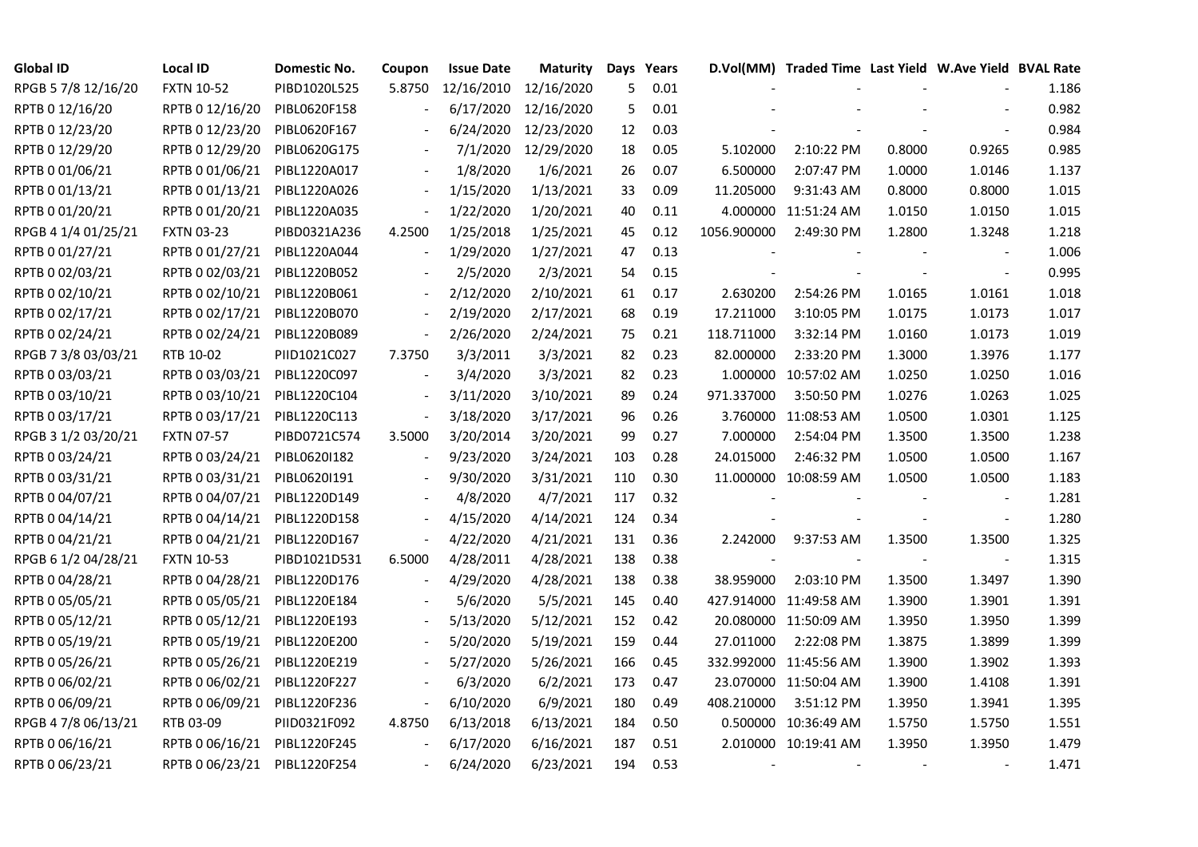| Global ID | Local ID | Domestic No. | Coupon | Issue Date | Maturity | Days | Years | D.Vol(MM) | Traded Time | Last Yield | W.Ave Yield | BVAL Rate |
|---|---|---|---|---|---|---|---|---|---|---|---|---|
| RPGB 5 7/8 12/16/20 | FXTN 10-52 | PIBD1020L525 | 5.8750 | 12/16/2010 | 12/16/2020 | 5 | 0.01 | - | - | - | - | 1.186 |
| RPTB 0 12/16/20 | RPTB 0 12/16/20 | PIBL0620F158 | - | 6/17/2020 | 12/16/2020 | 5 | 0.01 | - | - | - | - | 0.982 |
| RPTB 0 12/23/20 | RPTB 0 12/23/20 | PIBL0620F167 | - | 6/24/2020 | 12/23/2020 | 12 | 0.03 | - | - | - | - | 0.984 |
| RPTB 0 12/29/20 | RPTB 0 12/29/20 | PIBL0620G175 | - | 7/1/2020 | 12/29/2020 | 18 | 0.05 | 5.102000 | 2:10:22 PM | 0.8000 | 0.9265 | 0.985 |
| RPTB 0 01/06/21 | RPTB 0 01/06/21 | PIBL1220A017 | - | 1/8/2020 | 1/6/2021 | 26 | 0.07 | 6.500000 | 2:07:47 PM | 1.0000 | 1.0146 | 1.137 |
| RPTB 0 01/13/21 | RPTB 0 01/13/21 | PIBL1220A026 | - | 1/15/2020 | 1/13/2021 | 33 | 0.09 | 11.205000 | 9:31:43 AM | 0.8000 | 0.8000 | 1.015 |
| RPTB 0 01/20/21 | RPTB 0 01/20/21 | PIBL1220A035 | - | 1/22/2020 | 1/20/2021 | 40 | 0.11 | 4.000000 | 11:51:24 AM | 1.0150 | 1.0150 | 1.015 |
| RPGB 4 1/4 01/25/21 | FXTN 03-23 | PIBD0321A236 | 4.2500 | 1/25/2018 | 1/25/2021 | 45 | 0.12 | 1056.900000 | 2:49:30 PM | 1.2800 | 1.3248 | 1.218 |
| RPTB 0 01/27/21 | RPTB 0 01/27/21 | PIBL1220A044 | - | 1/29/2020 | 1/27/2021 | 47 | 0.13 | - | - | - | - | 1.006 |
| RPTB 0 02/03/21 | RPTB 0 02/03/21 | PIBL1220B052 | - | 2/5/2020 | 2/3/2021 | 54 | 0.15 | - | - | - | - | 0.995 |
| RPTB 0 02/10/21 | RPTB 0 02/10/21 | PIBL1220B061 | - | 2/12/2020 | 2/10/2021 | 61 | 0.17 | 2.630200 | 2:54:26 PM | 1.0165 | 1.0161 | 1.018 |
| RPTB 0 02/17/21 | RPTB 0 02/17/21 | PIBL1220B070 | - | 2/19/2020 | 2/17/2021 | 68 | 0.19 | 17.211000 | 3:10:05 PM | 1.0175 | 1.0173 | 1.017 |
| RPTB 0 02/24/21 | RPTB 0 02/24/21 | PIBL1220B089 | - | 2/26/2020 | 2/24/2021 | 75 | 0.21 | 118.711000 | 3:32:14 PM | 1.0160 | 1.0173 | 1.019 |
| RPGB 7 3/8 03/03/21 | RTB 10-02 | PIID1021C027 | 7.3750 | 3/3/2011 | 3/3/2021 | 82 | 0.23 | 82.000000 | 2:33:20 PM | 1.3000 | 1.3976 | 1.177 |
| RPTB 0 03/03/21 | RPTB 0 03/03/21 | PIBL1220C097 | - | 3/4/2020 | 3/3/2021 | 82 | 0.23 | 1.000000 | 10:57:02 AM | 1.0250 | 1.0250 | 1.016 |
| RPTB 0 03/10/21 | RPTB 0 03/10/21 | PIBL1220C104 | - | 3/11/2020 | 3/10/2021 | 89 | 0.24 | 971.337000 | 3:50:50 PM | 1.0276 | 1.0263 | 1.025 |
| RPTB 0 03/17/21 | RPTB 0 03/17/21 | PIBL1220C113 | - | 3/18/2020 | 3/17/2021 | 96 | 0.26 | 3.760000 | 11:08:53 AM | 1.0500 | 1.0301 | 1.125 |
| RPGB 3 1/2 03/20/21 | FXTN 07-57 | PIBD0721C574 | 3.5000 | 3/20/2014 | 3/20/2021 | 99 | 0.27 | 7.000000 | 2:54:04 PM | 1.3500 | 1.3500 | 1.238 |
| RPTB 0 03/24/21 | RPTB 0 03/24/21 | PIBL0620I182 | - | 9/23/2020 | 3/24/2021 | 103 | 0.28 | 24.015000 | 2:46:32 PM | 1.0500 | 1.0500 | 1.167 |
| RPTB 0 03/31/21 | RPTB 0 03/31/21 | PIBL0620I191 | - | 9/30/2020 | 3/31/2021 | 110 | 0.30 | 11.000000 | 10:08:59 AM | 1.0500 | 1.0500 | 1.183 |
| RPTB 0 04/07/21 | RPTB 0 04/07/21 | PIBL1220D149 | - | 4/8/2020 | 4/7/2021 | 117 | 0.32 | - | - | - | - | 1.281 |
| RPTB 0 04/14/21 | RPTB 0 04/14/21 | PIBL1220D158 | - | 4/15/2020 | 4/14/2021 | 124 | 0.34 | - | - | - | - | 1.280 |
| RPTB 0 04/21/21 | RPTB 0 04/21/21 | PIBL1220D167 | - | 4/22/2020 | 4/21/2021 | 131 | 0.36 | 2.242000 | 9:37:53 AM | 1.3500 | 1.3500 | 1.325 |
| RPGB 6 1/2 04/28/21 | FXTN 10-53 | PIBD1021D531 | 6.5000 | 4/28/2011 | 4/28/2021 | 138 | 0.38 | - | - | - | - | 1.315 |
| RPTB 0 04/28/21 | RPTB 0 04/28/21 | PIBL1220D176 | - | 4/29/2020 | 4/28/2021 | 138 | 0.38 | 38.959000 | 2:03:10 PM | 1.3500 | 1.3497 | 1.390 |
| RPTB 0 05/05/21 | RPTB 0 05/05/21 | PIBL1220E184 | - | 5/6/2020 | 5/5/2021 | 145 | 0.40 | 427.914000 | 11:49:58 AM | 1.3900 | 1.3901 | 1.391 |
| RPTB 0 05/12/21 | RPTB 0 05/12/21 | PIBL1220E193 | - | 5/13/2020 | 5/12/2021 | 152 | 0.42 | 20.080000 | 11:50:09 AM | 1.3950 | 1.3950 | 1.399 |
| RPTB 0 05/19/21 | RPTB 0 05/19/21 | PIBL1220E200 | - | 5/20/2020 | 5/19/2021 | 159 | 0.44 | 27.011000 | 2:22:08 PM | 1.3875 | 1.3899 | 1.399 |
| RPTB 0 05/26/21 | RPTB 0 05/26/21 | PIBL1220E219 | - | 5/27/2020 | 5/26/2021 | 166 | 0.45 | 332.992000 | 11:45:56 AM | 1.3900 | 1.3902 | 1.393 |
| RPTB 0 06/02/21 | RPTB 0 06/02/21 | PIBL1220F227 | - | 6/3/2020 | 6/2/2021 | 173 | 0.47 | 23.070000 | 11:50:04 AM | 1.3900 | 1.4108 | 1.391 |
| RPTB 0 06/09/21 | RPTB 0 06/09/21 | PIBL1220F236 | - | 6/10/2020 | 6/9/2021 | 180 | 0.49 | 408.210000 | 3:51:12 PM | 1.3950 | 1.3941 | 1.395 |
| RPGB 4 7/8 06/13/21 | RTB 03-09 | PIID0321F092 | 4.8750 | 6/13/2018 | 6/13/2021 | 184 | 0.50 | 0.500000 | 10:36:49 AM | 1.5750 | 1.5750 | 1.551 |
| RPTB 0 06/16/21 | RPTB 0 06/16/21 | PIBL1220F245 | - | 6/17/2020 | 6/16/2021 | 187 | 0.51 | 2.010000 | 10:19:41 AM | 1.3950 | 1.3950 | 1.479 |
| RPTB 0 06/23/21 | RPTB 0 06/23/21 | PIBL1220F254 | - | 6/24/2020 | 6/23/2021 | 194 | 0.53 | - | - | - | - | 1.471 |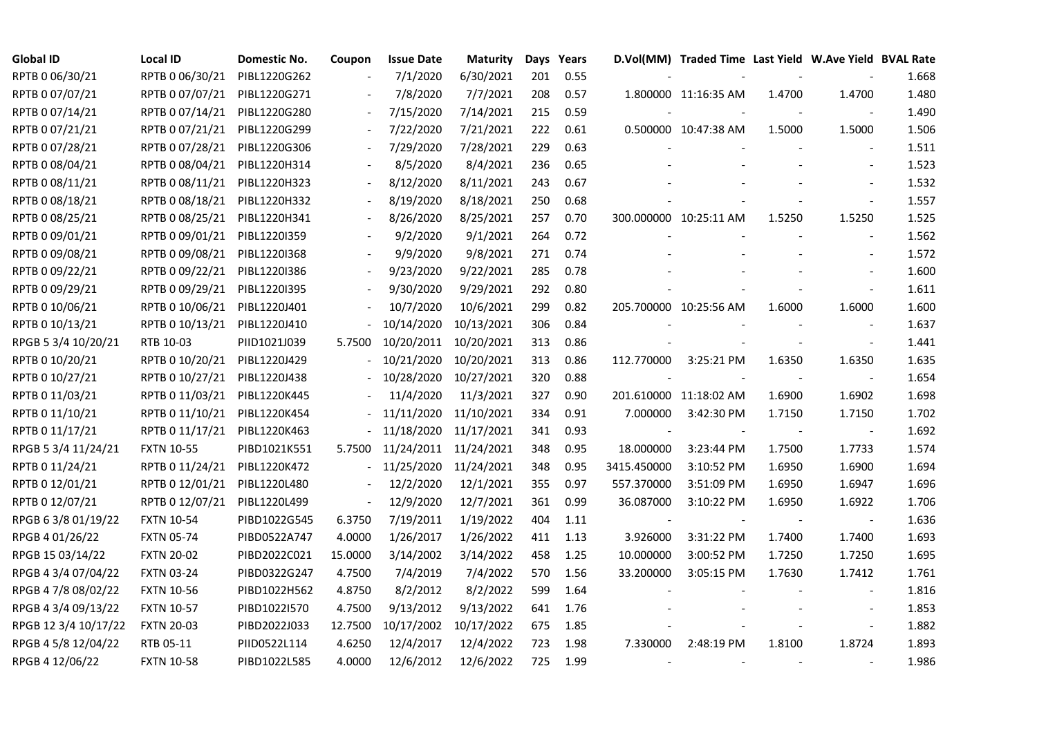| Global ID | Local ID | Domestic No. | Coupon | Issue Date | Maturity | Days | Years | D.Vol(MM) | Traded Time | Last Yield | W.Ave Yield | BVAL Rate |
|---|---|---|---|---|---|---|---|---|---|---|---|---|
| RPTB 0 06/30/21 | RPTB 0 06/30/21 | PIBL1220G262 | - | 7/1/2020 | 6/30/2021 | 201 | 0.55 | - | - | - | - | 1.668 |
| RPTB 0 07/07/21 | RPTB 0 07/07/21 | PIBL1220G271 | - | 7/8/2020 | 7/7/2021 | 208 | 0.57 | 1.800000 | 11:16:35 AM | 1.4700 | 1.4700 | 1.480 |
| RPTB 0 07/14/21 | RPTB 0 07/14/21 | PIBL1220G280 | - | 7/15/2020 | 7/14/2021 | 215 | 0.59 | - | - | - | - | 1.490 |
| RPTB 0 07/21/21 | RPTB 0 07/21/21 | PIBL1220G299 | - | 7/22/2020 | 7/21/2021 | 222 | 0.61 | 0.500000 | 10:47:38 AM | 1.5000 | 1.5000 | 1.506 |
| RPTB 0 07/28/21 | RPTB 0 07/28/21 | PIBL1220G306 | - | 7/29/2020 | 7/28/2021 | 229 | 0.63 | - | - | - | - | 1.511 |
| RPTB 0 08/04/21 | RPTB 0 08/04/21 | PIBL1220H314 | - | 8/5/2020 | 8/4/2021 | 236 | 0.65 | - | - | - | - | 1.523 |
| RPTB 0 08/11/21 | RPTB 0 08/11/21 | PIBL1220H323 | - | 8/12/2020 | 8/11/2021 | 243 | 0.67 | - | - | - | - | 1.532 |
| RPTB 0 08/18/21 | RPTB 0 08/18/21 | PIBL1220H332 | - | 8/19/2020 | 8/18/2021 | 250 | 0.68 | - | - | - | - | 1.557 |
| RPTB 0 08/25/21 | RPTB 0 08/25/21 | PIBL1220H341 | - | 8/26/2020 | 8/25/2021 | 257 | 0.70 | 300.000000 | 10:25:11 AM | 1.5250 | 1.5250 | 1.525 |
| RPTB 0 09/01/21 | RPTB 0 09/01/21 | PIBL1220I359 | - | 9/2/2020 | 9/1/2021 | 264 | 0.72 | - | - | - | - | 1.562 |
| RPTB 0 09/08/21 | RPTB 0 09/08/21 | PIBL1220I368 | - | 9/9/2020 | 9/8/2021 | 271 | 0.74 | - | - | - | - | 1.572 |
| RPTB 0 09/22/21 | RPTB 0 09/22/21 | PIBL1220I386 | - | 9/23/2020 | 9/22/2021 | 285 | 0.78 | - | - | - | - | 1.600 |
| RPTB 0 09/29/21 | RPTB 0 09/29/21 | PIBL1220I395 | - | 9/30/2020 | 9/29/2021 | 292 | 0.80 | - | - | - | - | 1.611 |
| RPTB 0 10/06/21 | RPTB 0 10/06/21 | PIBL1220J401 | - | 10/7/2020 | 10/6/2021 | 299 | 0.82 | 205.700000 | 10:25:56 AM | 1.6000 | 1.6000 | 1.600 |
| RPTB 0 10/13/21 | RPTB 0 10/13/21 | PIBL1220J410 | - | 10/14/2020 | 10/13/2021 | 306 | 0.84 | - | - | - | - | 1.637 |
| RPGB 5 3/4 10/20/21 | RTB 10-03 | PIID1021J039 | 5.7500 | 10/20/2011 | 10/20/2021 | 313 | 0.86 | - | - | - | - | 1.441 |
| RPTB 0 10/20/21 | RPTB 0 10/20/21 | PIBL1220J429 | - | 10/21/2020 | 10/20/2021 | 313 | 0.86 | 112.770000 | 3:25:21 PM | 1.6350 | 1.6350 | 1.635 |
| RPTB 0 10/27/21 | RPTB 0 10/27/21 | PIBL1220J438 | - | 10/28/2020 | 10/27/2021 | 320 | 0.88 | - | - | - | - | 1.654 |
| RPTB 0 11/03/21 | RPTB 0 11/03/21 | PIBL1220K445 | - | 11/4/2020 | 11/3/2021 | 327 | 0.90 | 201.610000 | 11:18:02 AM | 1.6900 | 1.6902 | 1.698 |
| RPTB 0 11/10/21 | RPTB 0 11/10/21 | PIBL1220K454 | - | 11/11/2020 | 11/10/2021 | 334 | 0.91 | 7.000000 | 3:42:30 PM | 1.7150 | 1.7150 | 1.702 |
| RPTB 0 11/17/21 | RPTB 0 11/17/21 | PIBL1220K463 | - | 11/18/2020 | 11/17/2021 | 341 | 0.93 | - | - | - | - | 1.692 |
| RPGB 5 3/4 11/24/21 | FXTN 10-55 | PIBD1021K551 | 5.7500 | 11/24/2011 | 11/24/2021 | 348 | 0.95 | 18.000000 | 3:23:44 PM | 1.7500 | 1.7733 | 1.574 |
| RPTB 0 11/24/21 | RPTB 0 11/24/21 | PIBL1220K472 | - | 11/25/2020 | 11/24/2021 | 348 | 0.95 | 3415.450000 | 3:10:52 PM | 1.6950 | 1.6900 | 1.694 |
| RPTB 0 12/01/21 | RPTB 0 12/01/21 | PIBL1220L480 | - | 12/2/2020 | 12/1/2021 | 355 | 0.97 | 557.370000 | 3:51:09 PM | 1.6950 | 1.6947 | 1.696 |
| RPTB 0 12/07/21 | RPTB 0 12/07/21 | PIBL1220L499 | - | 12/9/2020 | 12/7/2021 | 361 | 0.99 | 36.087000 | 3:10:22 PM | 1.6950 | 1.6922 | 1.706 |
| RPGB 6 3/8 01/19/22 | FXTN 10-54 | PIBD1022G545 | 6.3750 | 7/19/2011 | 1/19/2022 | 404 | 1.11 | - | - | - | - | 1.636 |
| RPGB 4 01/26/22 | FXTN 05-74 | PIBD0522A747 | 4.0000 | 1/26/2017 | 1/26/2022 | 411 | 1.13 | 3.926000 | 3:31:22 PM | 1.7400 | 1.7400 | 1.693 |
| RPGB 15 03/14/22 | FXTN 20-02 | PIBD2022C021 | 15.0000 | 3/14/2002 | 3/14/2022 | 458 | 1.25 | 10.000000 | 3:00:52 PM | 1.7250 | 1.7250 | 1.695 |
| RPGB 4 3/4 07/04/22 | FXTN 03-24 | PIBD0322G247 | 4.7500 | 7/4/2019 | 7/4/2022 | 570 | 1.56 | 33.200000 | 3:05:15 PM | 1.7630 | 1.7412 | 1.761 |
| RPGB 4 7/8 08/02/22 | FXTN 10-56 | PIBD1022H562 | 4.8750 | 8/2/2012 | 8/2/2022 | 599 | 1.64 | - | - | - | - | 1.816 |
| RPGB 4 3/4 09/13/22 | FXTN 10-57 | PIBD1022I570 | 4.7500 | 9/13/2012 | 9/13/2022 | 641 | 1.76 | - | - | - | - | 1.853 |
| RPGB 12 3/4 10/17/22 | FXTN 20-03 | PIBD2022J033 | 12.7500 | 10/17/2002 | 10/17/2022 | 675 | 1.85 | - | - | - | - | 1.882 |
| RPGB 4 5/8 12/04/22 | RTB 05-11 | PIID0522L114 | 4.6250 | 12/4/2017 | 12/4/2022 | 723 | 1.98 | 7.330000 | 2:48:19 PM | 1.8100 | 1.8724 | 1.893 |
| RPGB 4 12/06/22 | FXTN 10-58 | PIBD1022L585 | 4.0000 | 12/6/2012 | 12/6/2022 | 725 | 1.99 | - | - | - | - | 1.986 |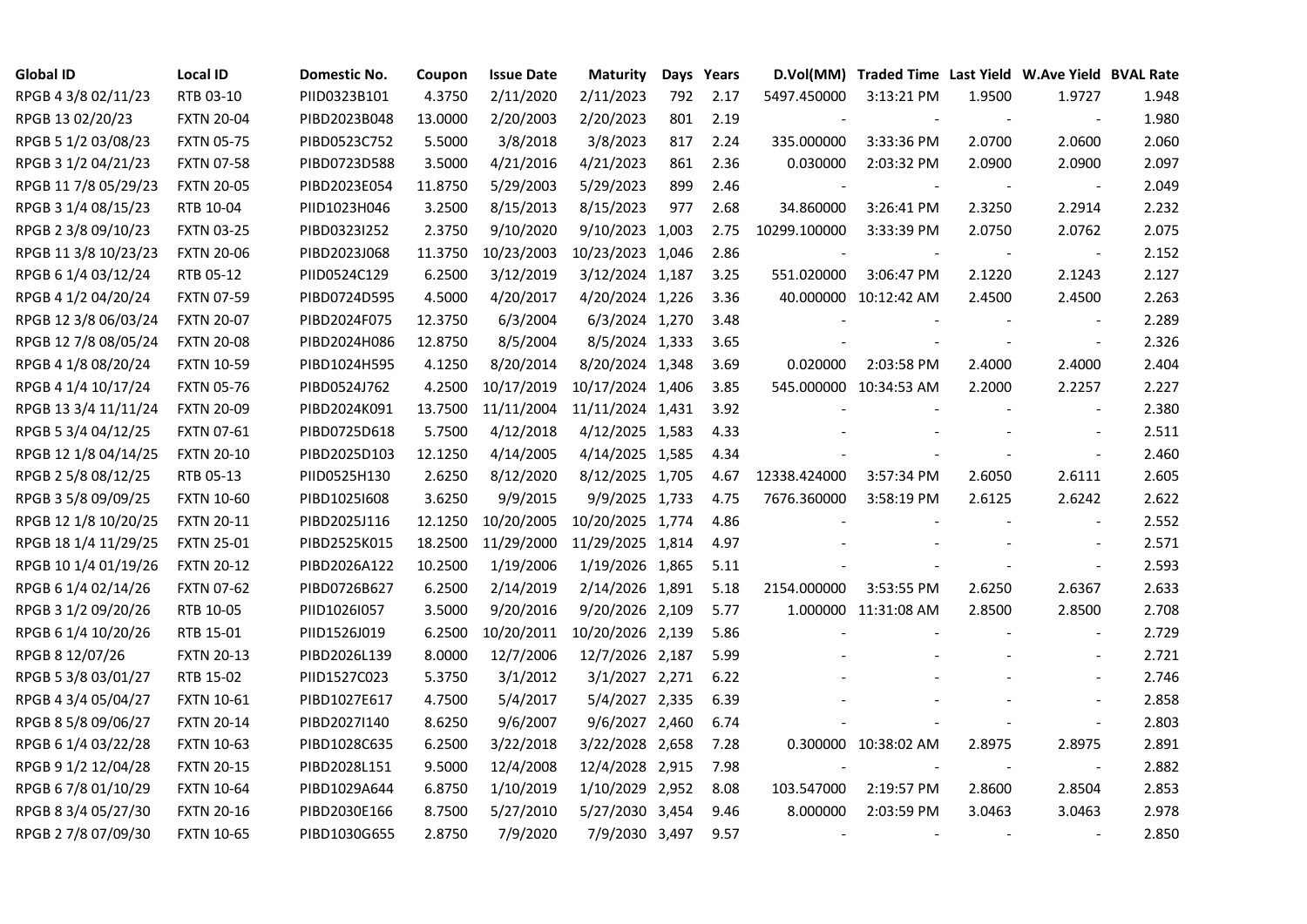| Global ID | Local ID | Domestic No. | Coupon | Issue Date | Maturity | Days | Years | D.Vol(MM) | Traded Time | Last Yield | W.Ave Yield | BVAL Rate |
|---|---|---|---|---|---|---|---|---|---|---|---|---|
| RPGB 4 3/8 02/11/23 | RTB 03-10 | PIID0323B101 | 4.3750 | 2/11/2020 | 2/11/2023 | 792 | 2.17 | 5497.450000 | 3:13:21 PM | 1.9500 | 1.9727 | 1.948 |
| RPGB 13 02/20/23 | FXTN 20-04 | PIBD2023B048 | 13.0000 | 2/20/2003 | 2/20/2023 | 801 | 2.19 | - | - | - | - | 1.980 |
| RPGB 5 1/2 03/08/23 | FXTN 05-75 | PIBD0523C752 | 5.5000 | 3/8/2018 | 3/8/2023 | 817 | 2.24 | 335.000000 | 3:33:36 PM | 2.0700 | 2.0600 | 2.060 |
| RPGB 3 1/2 04/21/23 | FXTN 07-58 | PIBD0723D588 | 3.5000 | 4/21/2016 | 4/21/2023 | 861 | 2.36 | 0.030000 | 2:03:32 PM | 2.0900 | 2.0900 | 2.097 |
| RPGB 11 7/8 05/29/23 | FXTN 20-05 | PIBD2023E054 | 11.8750 | 5/29/2003 | 5/29/2023 | 899 | 2.46 | - | - | - | - | 2.049 |
| RPGB 3 1/4 08/15/23 | RTB 10-04 | PIID1023H046 | 3.2500 | 8/15/2013 | 8/15/2023 | 977 | 2.68 | 34.860000 | 3:26:41 PM | 2.3250 | 2.2914 | 2.232 |
| RPGB 2 3/8 09/10/23 | FXTN 03-25 | PIBD0323I252 | 2.3750 | 9/10/2020 | 9/10/2023 | 1,003 | 2.75 | 10299.100000 | 3:33:39 PM | 2.0750 | 2.0762 | 2.075 |
| RPGB 11 3/8 10/23/23 | FXTN 20-06 | PIBD2023J068 | 11.3750 | 10/23/2003 | 10/23/2023 | 1,046 | 2.86 | - | - | - | - | 2.152 |
| RPGB 6 1/4 03/12/24 | RTB 05-12 | PIID0524C129 | 6.2500 | 3/12/2019 | 3/12/2024 | 1,187 | 3.25 | 551.020000 | 3:06:47 PM | 2.1220 | 2.1243 | 2.127 |
| RPGB 4 1/2 04/20/24 | FXTN 07-59 | PIBD0724D595 | 4.5000 | 4/20/2017 | 4/20/2024 | 1,226 | 3.36 | 40.000000 | 10:12:42 AM | 2.4500 | 2.4500 | 2.263 |
| RPGB 12 3/8 06/03/24 | FXTN 20-07 | PIBD2024F075 | 12.3750 | 6/3/2004 | 6/3/2024 | 1,270 | 3.48 | - | - | - | - | 2.289 |
| RPGB 12 7/8 08/05/24 | FXTN 20-08 | PIBD2024H086 | 12.8750 | 8/5/2004 | 8/5/2024 | 1,333 | 3.65 | - | - | - | - | 2.326 |
| RPGB 4 1/8 08/20/24 | FXTN 10-59 | PIBD1024H595 | 4.1250 | 8/20/2014 | 8/20/2024 | 1,348 | 3.69 | 0.020000 | 2:03:58 PM | 2.4000 | 2.4000 | 2.404 |
| RPGB 4 1/4 10/17/24 | FXTN 05-76 | PIBD0524J762 | 4.2500 | 10/17/2019 | 10/17/2024 | 1,406 | 3.85 | 545.000000 | 10:34:53 AM | 2.2000 | 2.2257 | 2.227 |
| RPGB 13 3/4 11/11/24 | FXTN 20-09 | PIBD2024K091 | 13.7500 | 11/11/2004 | 11/11/2024 | 1,431 | 3.92 | - | - | - | - | 2.380 |
| RPGB 5 3/4 04/12/25 | FXTN 07-61 | PIBD0725D618 | 5.7500 | 4/12/2018 | 4/12/2025 | 1,583 | 4.33 | - | - | - | - | 2.511 |
| RPGB 12 1/8 04/14/25 | FXTN 20-10 | PIBD2025D103 | 12.1250 | 4/14/2005 | 4/14/2025 | 1,585 | 4.34 | - | - | - | - | 2.460 |
| RPGB 2 5/8 08/12/25 | RTB 05-13 | PIID0525H130 | 2.6250 | 8/12/2020 | 8/12/2025 | 1,705 | 4.67 | 12338.424000 | 3:57:34 PM | 2.6050 | 2.6111 | 2.605 |
| RPGB 3 5/8 09/09/25 | FXTN 10-60 | PIBD1025I608 | 3.6250 | 9/9/2015 | 9/9/2025 | 1,733 | 4.75 | 7676.360000 | 3:58:19 PM | 2.6125 | 2.6242 | 2.622 |
| RPGB 12 1/8 10/20/25 | FXTN 20-11 | PIBD2025J116 | 12.1250 | 10/20/2005 | 10/20/2025 | 1,774 | 4.86 | - | - | - | - | 2.552 |
| RPGB 18 1/4 11/29/25 | FXTN 25-01 | PIBD2525K015 | 18.2500 | 11/29/2000 | 11/29/2025 | 1,814 | 4.97 | - | - | - | - | 2.571 |
| RPGB 10 1/4 01/19/26 | FXTN 20-12 | PIBD2026A122 | 10.2500 | 1/19/2006 | 1/19/2026 | 1,865 | 5.11 | - | - | - | - | 2.593 |
| RPGB 6 1/4 02/14/26 | FXTN 07-62 | PIBD0726B627 | 6.2500 | 2/14/2019 | 2/14/2026 | 1,891 | 5.18 | 2154.000000 | 3:53:55 PM | 2.6250 | 2.6367 | 2.633 |
| RPGB 3 1/2 09/20/26 | RTB 10-05 | PIID1026I057 | 3.5000 | 9/20/2016 | 9/20/2026 | 2,109 | 5.77 | 1.000000 | 11:31:08 AM | 2.8500 | 2.8500 | 2.708 |
| RPGB 6 1/4 10/20/26 | RTB 15-01 | PIID1526J019 | 6.2500 | 10/20/2011 | 10/20/2026 | 2,139 | 5.86 | - | - | - | - | 2.729 |
| RPGB 8 12/07/26 | FXTN 20-13 | PIBD2026L139 | 8.0000 | 12/7/2006 | 12/7/2026 | 2,187 | 5.99 | - | - | - | - | 2.721 |
| RPGB 5 3/8 03/01/27 | RTB 15-02 | PIID1527C023 | 5.3750 | 3/1/2012 | 3/1/2027 | 2,271 | 6.22 | - | - | - | - | 2.746 |
| RPGB 4 3/4 05/04/27 | FXTN 10-61 | PIBD1027E617 | 4.7500 | 5/4/2017 | 5/4/2027 | 2,335 | 6.39 | - | - | - | - | 2.858 |
| RPGB 8 5/8 09/06/27 | FXTN 20-14 | PIBD2027I140 | 8.6250 | 9/6/2007 | 9/6/2027 | 2,460 | 6.74 | - | - | - | - | 2.803 |
| RPGB 6 1/4 03/22/28 | FXTN 10-63 | PIBD1028C635 | 6.2500 | 3/22/2018 | 3/22/2028 | 2,658 | 7.28 | 0.300000 | 10:38:02 AM | 2.8975 | 2.8975 | 2.891 |
| RPGB 9 1/2 12/04/28 | FXTN 20-15 | PIBD2028L151 | 9.5000 | 12/4/2008 | 12/4/2028 | 2,915 | 7.98 | - | - | - | - | 2.882 |
| RPGB 6 7/8 01/10/29 | FXTN 10-64 | PIBD1029A644 | 6.8750 | 1/10/2019 | 1/10/2029 | 2,952 | 8.08 | 103.547000 | 2:19:57 PM | 2.8600 | 2.8504 | 2.853 |
| RPGB 8 3/4 05/27/30 | FXTN 20-16 | PIBD2030E166 | 8.7500 | 5/27/2010 | 5/27/2030 | 3,454 | 9.46 | 8.000000 | 2:03:59 PM | 3.0463 | 3.0463 | 2.978 |
| RPGB 2 7/8 07/09/30 | FXTN 10-65 | PIBD1030G655 | 2.8750 | 7/9/2020 | 7/9/2030 | 3,497 | 9.57 | - | - | - | - | 2.850 |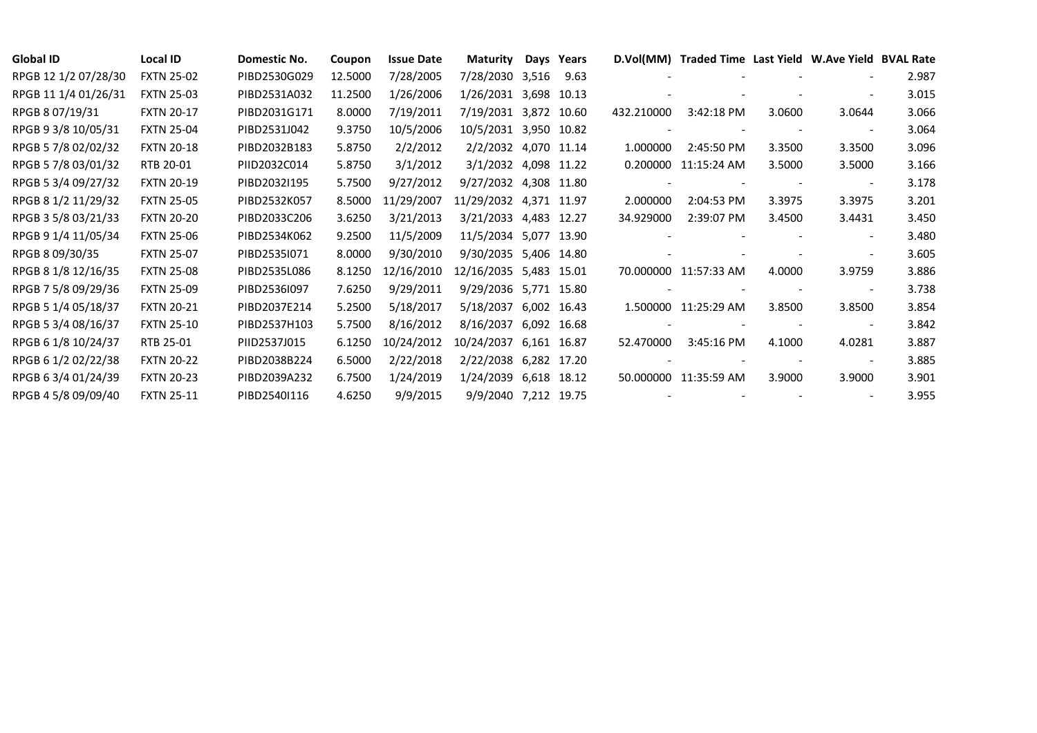| Global ID | Local ID | Domestic No. | Coupon | Issue Date | Maturity | Days | Years | D.Vol(MM) | Traded Time | Last Yield | W.Ave Yield | BVAL Rate |
|---|---|---|---|---|---|---|---|---|---|---|---|---|
| RPGB 12 1/2 07/28/30 | FXTN 25-02 | PIBD2530G029 | 12.5000 | 7/28/2005 | 7/28/2030 | 3,516 | 9.63 | - | - | - | - | 2.987 |
| RPGB 11 1/4 01/26/31 | FXTN 25-03 | PIBD2531A032 | 11.2500 | 1/26/2006 | 1/26/2031 | 3,698 | 10.13 | - | - | - | - | 3.015 |
| RPGB 8 07/19/31 | FXTN 20-17 | PIBD2031G171 | 8.0000 | 7/19/2011 | 7/19/2031 | 3,872 | 10.60 | 432.210000 | 3:42:18 PM | 3.0600 | 3.0644 | 3.066 |
| RPGB 9 3/8 10/05/31 | FXTN 25-04 | PIBD2531J042 | 9.3750 | 10/5/2006 | 10/5/2031 | 3,950 | 10.82 | - | - | - | - | 3.064 |
| RPGB 5 7/8 02/02/32 | FXTN 20-18 | PIBD2032B183 | 5.8750 | 2/2/2012 | 2/2/2032 | 4,070 | 11.14 | 1.000000 | 2:45:50 PM | 3.3500 | 3.3500 | 3.096 |
| RPGB 5 7/8 03/01/32 | RTB 20-01 | PIID2032C014 | 5.8750 | 3/1/2012 | 3/1/2032 | 4,098 | 11.22 | 0.200000 | 11:15:24 AM | 3.5000 | 3.5000 | 3.166 |
| RPGB 5 3/4 09/27/32 | FXTN 20-19 | PIBD2032I195 | 5.7500 | 9/27/2012 | 9/27/2032 | 4,308 | 11.80 | - | - | - | - | 3.178 |
| RPGB 8 1/2 11/29/32 | FXTN 25-05 | PIBD2532K057 | 8.5000 | 11/29/2007 | 11/29/2032 | 4,371 | 11.97 | 2.000000 | 2:04:53 PM | 3.3975 | 3.3975 | 3.201 |
| RPGB 3 5/8 03/21/33 | FXTN 20-20 | PIBD2033C206 | 3.6250 | 3/21/2013 | 3/21/2033 | 4,483 | 12.27 | 34.929000 | 2:39:07 PM | 3.4500 | 3.4431 | 3.450 |
| RPGB 9 1/4 11/05/34 | FXTN 25-06 | PIBD2534K062 | 9.2500 | 11/5/2009 | 11/5/2034 | 5,077 | 13.90 | - | - | - | - | 3.480 |
| RPGB 8 09/30/35 | FXTN 25-07 | PIBD2535I071 | 8.0000 | 9/30/2010 | 9/30/2035 | 5,406 | 14.80 | - | - | - | - | 3.605 |
| RPGB 8 1/8 12/16/35 | FXTN 25-08 | PIBD2535L086 | 8.1250 | 12/16/2010 | 12/16/2035 | 5,483 | 15.01 | 70.000000 | 11:57:33 AM | 4.0000 | 3.9759 | 3.886 |
| RPGB 7 5/8 09/29/36 | FXTN 25-09 | PIBD2536I097 | 7.6250 | 9/29/2011 | 9/29/2036 | 5,771 | 15.80 | - | - | - | - | 3.738 |
| RPGB 5 1/4 05/18/37 | FXTN 20-21 | PIBD2037E214 | 5.2500 | 5/18/2017 | 5/18/2037 | 6,002 | 16.43 | 1.500000 | 11:25:29 AM | 3.8500 | 3.8500 | 3.854 |
| RPGB 5 3/4 08/16/37 | FXTN 25-10 | PIBD2537H103 | 5.7500 | 8/16/2012 | 8/16/2037 | 6,092 | 16.68 | - | - | - | - | 3.842 |
| RPGB 6 1/8 10/24/37 | RTB 25-01 | PIID2537J015 | 6.1250 | 10/24/2012 | 10/24/2037 | 6,161 | 16.87 | 52.470000 | 3:45:16 PM | 4.1000 | 4.0281 | 3.887 |
| RPGB 6 1/2 02/22/38 | FXTN 20-22 | PIBD2038B224 | 6.5000 | 2/22/2018 | 2/22/2038 | 6,282 | 17.20 | - | - | - | - | 3.885 |
| RPGB 6 3/4 01/24/39 | FXTN 20-23 | PIBD2039A232 | 6.7500 | 1/24/2019 | 1/24/2039 | 6,618 | 18.12 | 50.000000 | 11:35:59 AM | 3.9000 | 3.9000 | 3.901 |
| RPGB 4 5/8 09/09/40 | FXTN 25-11 | PIBD2540I116 | 4.6250 | 9/9/2015 | 9/9/2040 | 7,212 | 19.75 | - | - | - | - | 3.955 |